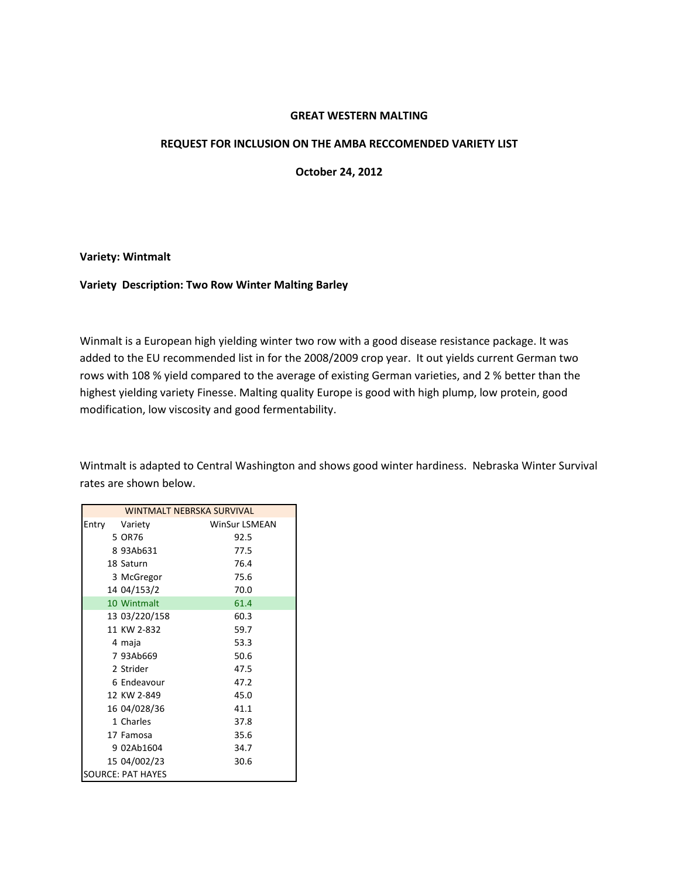**GREAT WESTERN MALTING**

**REQUEST FOR INCLUSION ON THE AMBA RECCOMENDED VARIETY LIST**

**October 24, 2012**

**Variety: Wintmalt**

**Variety Description: Two Row Winter Malting Barley**

Winmalt is a European high yielding winter two row with a good disease resistance package. It was added to the EU recommended list in for the 2008/2009 crop year. It out yields current German two rows with 108 % yield compared to the average of existing German varieties, and 2 % better than the highest yielding variety Finesse. Malting quality Europe is good with high plump, low protein, good modification, low viscosity and good fermentability.

Wintmalt is adapted to Central Washington and shows good winter hardiness. Nebraska Winter Survival rates are shown below.

| WINTMALT NEBRSKA SURVIVAL | | |
|---|---|---|
| Entry | Variety | WinSur LSMEAN |
| 5 | OR76 | 92.5 |
| 8 | 93Ab631 | 77.5 |
| 18 | Saturn | 76.4 |
| 3 | McGregor | 75.6 |
| 14 | 04/153/2 | 70.0 |
| 10 | Wintmalt | 61.4 |
| 13 | 03/220/158 | 60.3 |
| 11 | KW 2-832 | 59.7 |
| 4 | maja | 53.3 |
| 7 | 93Ab669 | 50.6 |
| 2 | Strider | 47.5 |
| 6 | Endeavour | 47.2 |
| 12 | KW 2-849 | 45.0 |
| 16 | 04/028/36 | 41.1 |
| 1 | Charles | 37.8 |
| 17 | Famosa | 35.6 |
| 9 | 02Ab1604 | 34.7 |
| 15 | 04/002/23 | 30.6 |
| SOURCE: PAT HAYES | | |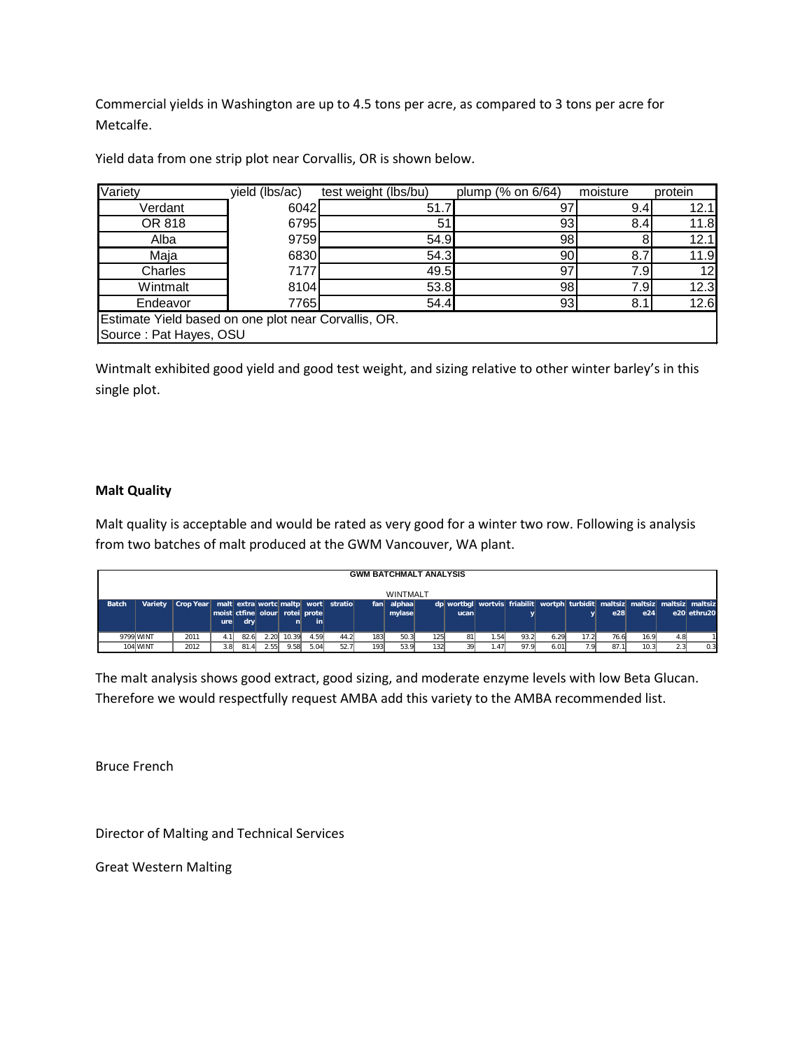Commercial yields in Washington are up to 4.5 tons per acre, as compared to 3 tons per acre for Metcalfe.

Yield data from one strip plot near Corvallis, OR is shown below.

| Variety | yield (lbs/ac) | test weight (lbs/bu) | plump (% on 6/64) | moisture | protein |
|---|---|---|---|---|---|
| Verdant | 6042 | 51.7 | 97 | 9.4 | 12.1 |
| OR 818 | 6795 | 51 | 93 | 8.4 | 11.8 |
| Alba | 9759 | 54.9 | 98 | 8 | 12.1 |
| Maja | 6830 | 54.3 | 90 | 8.7 | 11.9 |
| Charles | 7177 | 49.5 | 97 | 7.9 | 12 |
| Wintmalt | 8104 | 53.8 | 98 | 7.9 | 12.3 |
| Endeavor | 7765 | 54.4 | 93 | 8.1 | 12.6 |
| Estimate Yield based on one plot near Corvallis, OR. | | | | | |
| Source : Pat Hayes, OSU | | | | | |

Wintmalt exhibited good yield and good test weight, and sizing relative to other winter barley's in this single plot.

**Malt Quality**

Malt quality is acceptable and would be rated as very good for a winter two row. Following is analysis from two batches of malt produced at the GWM Vancouver, WA plant.

GWM BATCHMALT ANALYSIS

WINTMALT

| Batch | Variety | Crop Year | malt moisture | extract fine dry | wort colour | malt protein | wort protein | stratio | fan | alphaamylase | dp | wortbglucan | wortvis | friability | wortph | turbidity | maltsize28 | maltsize24 | maltsize20 | maltsizethru20 |
|---|---|---|---|---|---|---|---|---|---|---|---|---|---|---|---|---|---|---|---|---|
| 9799 | WINT | 2011 | 4.1 | 82.6 | 2.20 | 10.39 | 4.59 | 44.2 | 183 | 50.3 | 125 | 81 | 1.54 | 93.2 | 6.29 | 17.2 | 76.6 | 16.9 | 4.8 | 1 |
| 104 | WINT | 2012 | 3.8 | 81.4 | 2.55 | 9.58 | 5.04 | 52.7 | 193 | 53.9 | 132 | 39 | 1.47 | 97.9 | 6.01 | 7.9 | 87.1 | 10.3 | 2.3 | 0.3 |

The malt analysis shows good extract, good sizing, and moderate enzyme levels with low Beta Glucan. Therefore we would respectfully request AMBA add this variety to the AMBA recommended list.

Bruce French

Director of Malting and Technical Services

Great Western Malting